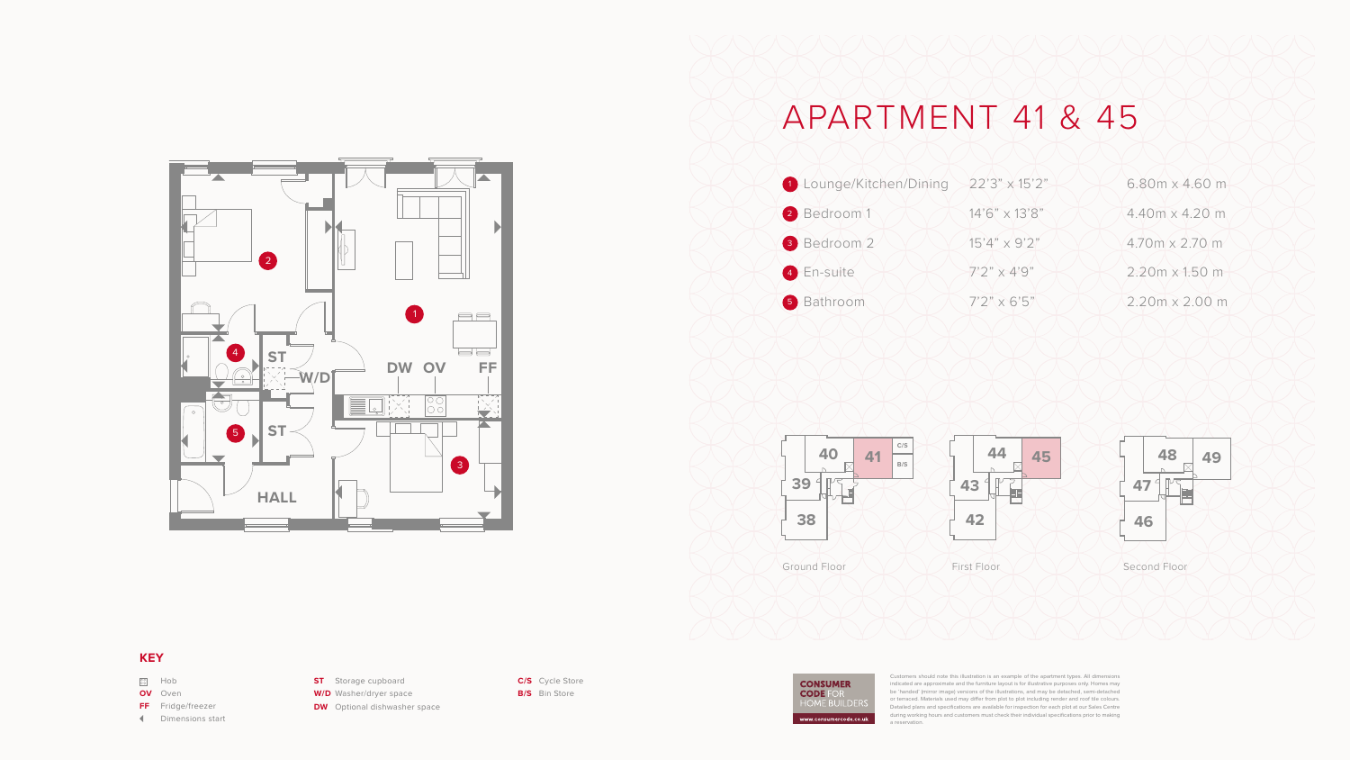# APARTMENT 41 & 45

| | | |
|---|---|---|
| 1 Lounge/Kitchen/Dining | 22'3" x 15'2" | 6.80m x 4.60 m |
| 2 Bedroom 1 | 14'6" x 13'8" | 4.40m x 4.20 m |
| 3 Bedroom 2 | 15'4" x 9'2" | 4.70m x 2.70 m |
| 4 En-suite | 7'2" x 4'9" | 2.20m x 1.50 m |
| 5 Bathroom | 7'2" x 6'5" | 2.20m x 2.00 m |

Ground Floor

First Floor

Second Floor

## KEY

- Hob
- **OV** Oven
- **FF** Fridge/freezer
- Dimensions start
- **ST** Storage cupboard
- **W/D** Washer/dryer space
- **DW** Optional dishwasher space
- **C/S** Cycle Store
- **B/S** Bin Store

CONSUMER CODE FOR HOME BUILDERS www.consumercode.co.uk

Customers should note this illustration is an example of the apartment types. All dimensions indicated are approximate and the furniture layout is for illustrative purposes only. Homes may be 'handed' (mirror image) versions of the illustrations, and may be detached, semi-detached or terraced. Materials used may differ from plot to plot including render and roof tile colours. Detailed plans and specifications are available for inspection for each plot at our Sales Centre during working hours and customers must check their individual specifications prior to making a reservation.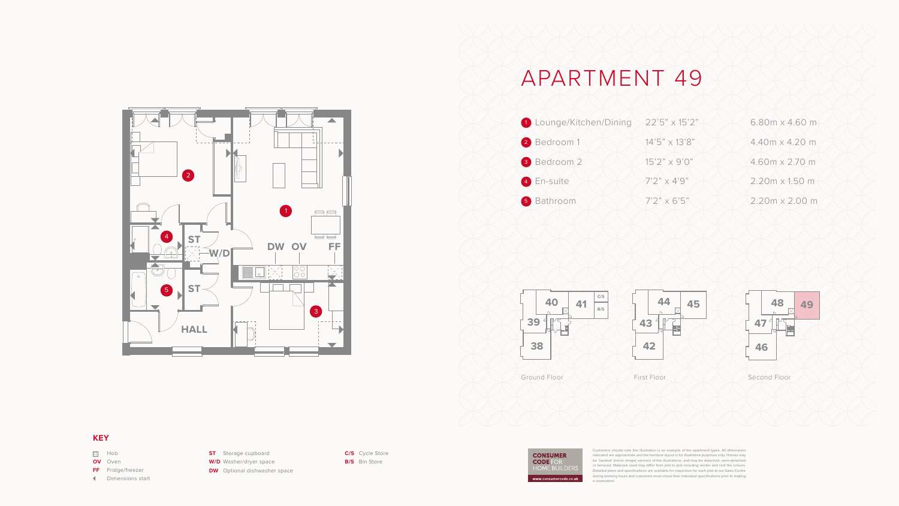# APARTMENT 49

| | | | |
|---|---|---|---|
| 1 | Lounge/Kitchen/Dining | 22'5" x 15'2" | 6.80m x 4.60 m |
| 2 | Bedroom 1 | 14'5" x 13'8" | 4.40m x 4.20 m |
| 3 | Bedroom 2 | 15'2" x 9'0" | 4.60m x 2.70 m |
| 4 | En-suite | 7'2" x 4'9" | 2.20m x 1.50 m |
| 5 | Bathroom | 7'2" x 6'5" | 2.20m x 2.00 m |

Ground Floor

First Floor

Second Floor

## KEY

- Hob
- **OV** Oven
- **FF** Fridge/freezer
- Dimensions start
- **ST** Storage cupboard
- **W/D** Washer/dryer space
- **DW** Optional dishwasher space
- **C/S** Cycle Store
- **B/S** Bin Store

CONSUMER CODE FOR HOME BUILDERS
www.consumercode.co.uk

Customers should note this illustration is an example of the apartment types. All dimensions indicated are approximate and the furniture layout is for illustrative purposes only. Homes may be 'handed' (mirror image) versions of the illustrations, and may be detached, semi-detached or terraced. Materials used may differ from plot to plot including render and roof tile colours. Detailed plans and specifications are available for inspection for each plot at our Sales Centre during working hours and customers must check their individual specifications prior to making a reservation.